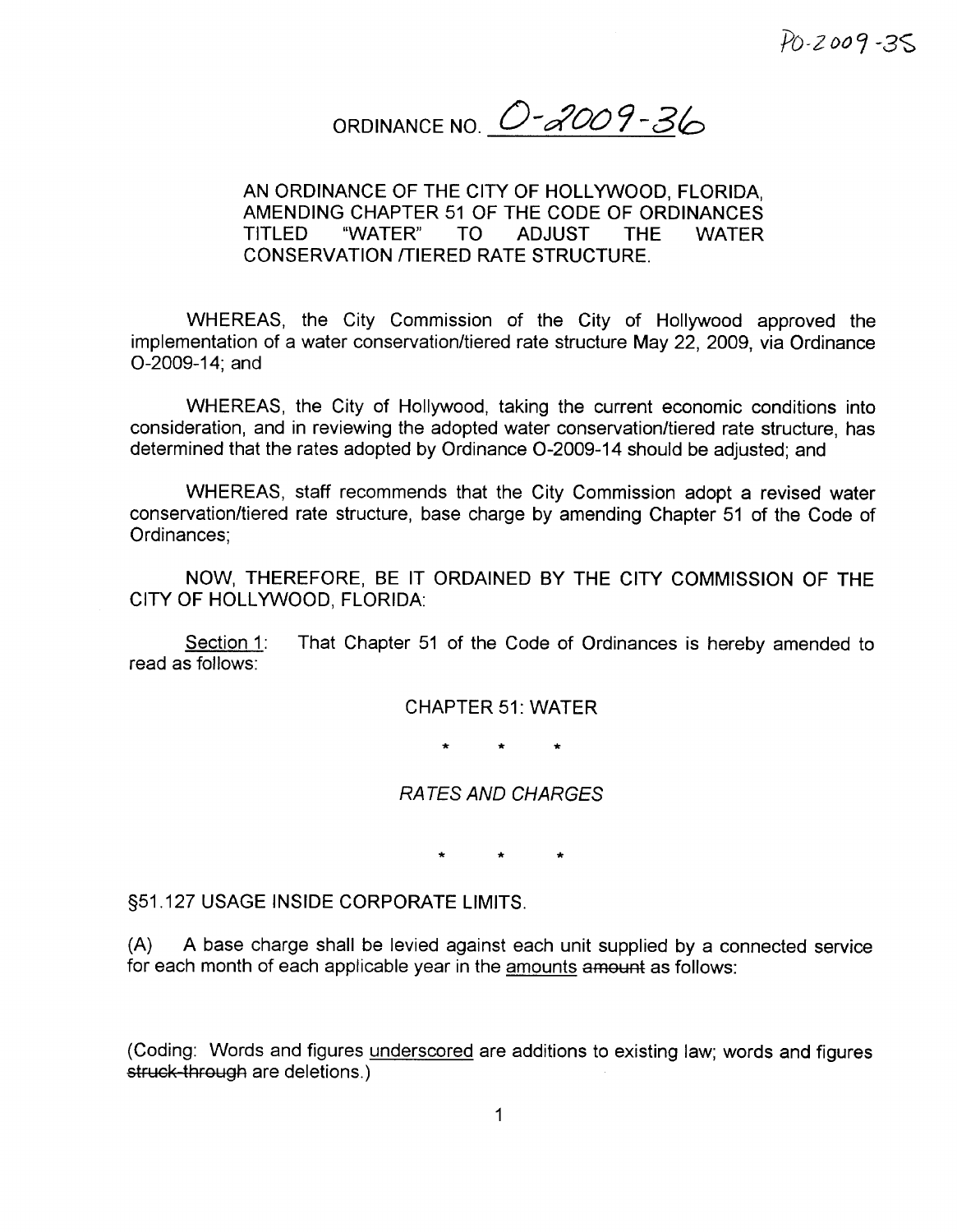PO-2009-35

# ORDINANCE NO. O-2009-36

AN ORDINANCE OF THE CITY OF HOLLYWOOD, FLORIDA, AMENDING CHAPTER 51 OF THE CODE OF ORDINANCES TITLED "WATER" TO ADJUST THE WATER CONSERVATION /TIERED RATE STRUCTURE.

WHEREAS, the City Commission of the City of Hollywood approved the implementation of a water conservation/tiered rate structure May 22, 2009, via Ordinance O-2009-14; and

WHEREAS, the City of Hollywood, taking the current economic conditions into consideration, and in reviewing the adopted water conservation/tiered rate structure, has determined that the rates adopted by Ordinance O-2009-14 should be adjusted; and

WHEREAS, staff recommends that the City Commission adopt a revised water conservation/tiered rate structure, base charge by amending Chapter 51 of the Code of Ordinances;

NOW, THEREFORE, BE IT ORDAINED BY THE CITY COMMISSION OF THE CITY OF HOLLYWOOD, FLORIDA:

Section 1: That Chapter 51 of the Code of Ordinances is hereby amended to read as follows:

CHAPTER 51: WATER

\* \* \*

*RATES AND CHARGES*

\* \* \*

§51.127 USAGE INSIDE CORPORATE LIMITS.

(A) A base charge shall be levied against each unit supplied by a connected service for each month of each applicable year in the amounts ~~amount~~ as follows:

(Coding: Words and figures underscored are additions to existing law; words and figures ~~struck-through~~ are deletions.)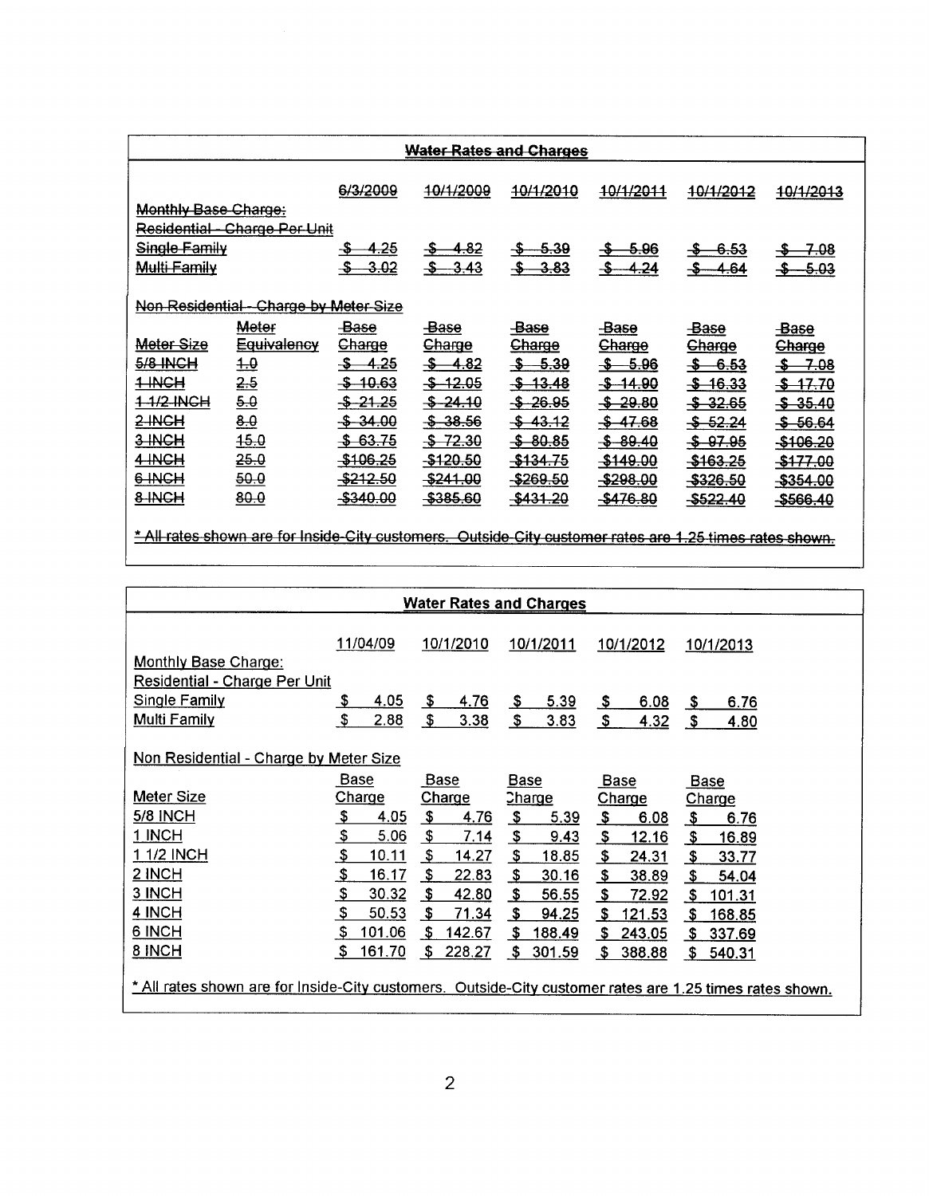## ~~Water Rates and Charges~~

| | | ~~6/3/2009~~ | ~~10/1/2009~~ | ~~10/1/2010~~ | ~~10/1/2011~~ | ~~10/1/2012~~ | ~~10/1/2013~~ |
|---|---|---|---|---|---|---|---|
| ~~Monthly Base Charge:~~ | | | | | | | |
| ~~Residential - Charge Per Unit~~ | | | | | | | |
| ~~Single Family~~ | | ~~$ 4.25~~ | ~~$ 4.82~~ | ~~$ 5.39~~ | ~~$ 5.96~~ | ~~$ 6.53~~ | ~~$ 7.08~~ |
| ~~Multi Family~~ | | ~~$ 3.02~~ | ~~$ 3.43~~ | ~~$ 3.83~~ | ~~$ 4.24~~ | ~~$ 4.64~~ | ~~$ 5.03~~ |
| ~~Non Residential - Charge by Meter Size~~ | | | | | | | |
| ~~Meter Size~~ | ~~Meter Equivalency~~ | ~~Base Charge~~ | ~~Base Charge~~ | ~~Base Charge~~ | ~~Base Charge~~ | ~~Base Charge~~ | ~~Base Charge~~ |
| ~~5/8 INCH~~ | ~~1.0~~ | ~~$ 4.25~~ | ~~$ 4.82~~ | ~~$ 5.39~~ | ~~$ 5.96~~ | ~~$ 6.53~~ | ~~$ 7.08~~ |
| ~~1 INCH~~ | ~~2.5~~ | ~~$ 10.63~~ | ~~$ 12.05~~ | ~~$ 13.48~~ | ~~$ 14.90~~ | ~~$ 16.33~~ | ~~$ 17.70~~ |
| ~~1 1/2 INCH~~ | ~~5.0~~ | ~~$ 21.25~~ | ~~$ 24.10~~ | ~~$ 26.95~~ | ~~$ 29.80~~ | ~~$ 32.65~~ | ~~$ 35.40~~ |
| ~~2 INCH~~ | ~~8.0~~ | ~~$ 34.00~~ | ~~$ 38.56~~ | ~~$ 43.12~~ | ~~$ 47.68~~ | ~~$ 52.24~~ | ~~$ 56.64~~ |
| ~~3 INCH~~ | ~~15.0~~ | ~~$ 63.75~~ | ~~$ 72.30~~ | ~~$ 80.85~~ | ~~$ 89.40~~ | ~~$ 97.95~~ | ~~$106.20~~ |
| ~~4 INCH~~ | ~~25.0~~ | ~~$106.25~~ | ~~$120.50~~ | ~~$134.75~~ | ~~$149.00~~ | ~~$163.25~~ | ~~$177.00~~ |
| ~~6 INCH~~ | ~~50.0~~ | ~~$212.50~~ | ~~$241.00~~ | ~~$269.50~~ | ~~$298.00~~ | ~~$326.50~~ | ~~$354.00~~ |
| ~~8 INCH~~ | ~~80.0~~ | ~~$340.00~~ | ~~$385.60~~ | ~~$431.20~~ | ~~$476.80~~ | ~~$522.40~~ | ~~$566.40~~ |

~~* All rates shown are for Inside-City customers. Outside-City customer rates are 1.25 times rates shown.~~

## Water Rates and Charges

| | 11/04/09 | 10/1/2010 | 10/1/2011 | 10/1/2012 | 10/1/2013 |
|---|---|---|---|---|---|
| Monthly Base Charge: | | | | | |
| Residential - Charge Per Unit | | | | | |
| Single Family | $ 4.05 | $ 4.76 | $ 5.39 | $ 6.08 | $ 6.76 |
| Multi Family | $ 2.88 | $ 3.38 | $ 3.83 | $ 4.32 | $ 4.80 |
| Non Residential - Charge by Meter Size | | | | | |
| Meter Size | Base Charge | Base Charge | Base Charge | Base Charge | Base Charge |
| 5/8 INCH | $ 4.05 | $ 4.76 | $ 5.39 | $ 6.08 | $ 6.76 |
| 1 INCH | $ 5.06 | $ 7.14 | $ 9.43 | $ 12.16 | $ 16.89 |
| 1 1/2 INCH | $ 10.11 | $ 14.27 | $ 18.85 | $ 24.31 | $ 33.77 |
| 2 INCH | $ 16.17 | $ 22.83 | $ 30.16 | $ 38.89 | $ 54.04 |
| 3 INCH | $ 30.32 | $ 42.80 | $ 56.55 | $ 72.92 | $ 101.31 |
| 4 INCH | $ 50.53 | $ 71.34 | $ 94.25 | $ 121.53 | $ 168.85 |
| 6 INCH | $ 101.06 | $ 142.67 | $ 188.49 | $ 243.05 | $ 337.69 |
| 8 INCH | $ 161.70 | $ 228.27 | $ 301.59 | $ 388.88 | $ 540.31 |

* All rates shown are for Inside-City customers. Outside-City customer rates are 1.25 times rates shown.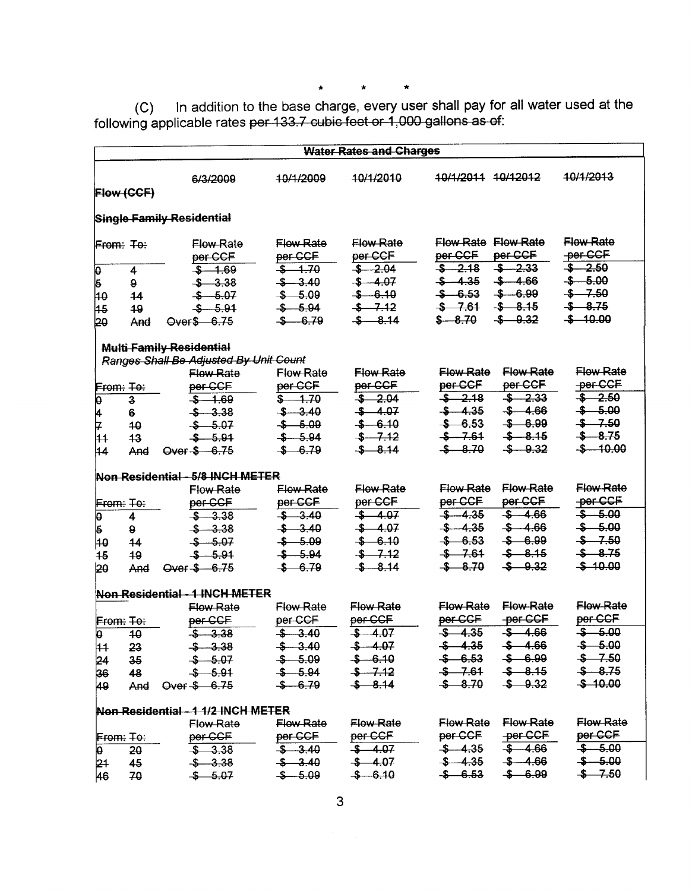\*　　\*　　\*

(C) In addition to the base charge, every user shall pay for all water used at the following applicable rates ~~per 133.7 cubic feet or 1,000 gallons as of~~:

| ~~Water Rates and Charges~~ | | | | | | | |
|---|---|---|---|---|---|---|---|
| ~~Flow (CCF)~~ | | ~~6/3/2009~~ | ~~10/1/2009~~ | ~~10/1/2010~~ | ~~10/1/2011~~ | ~~10/12012~~ | ~~10/1/2013~~ |
| ~~**Single Family Residential**~~ | | | | | | | |
| ~~From:~~ | ~~To:~~ | ~~Flow Rate per CCF~~ | ~~Flow Rate per CCF~~ | ~~Flow Rate per CCF~~ | ~~Flow Rate per CCF~~ | ~~Flow Rate per CCF~~ | ~~Flow Rate per CCF~~ |
| ~~0~~ | ~~4~~ | ~~$ 1.69~~ | ~~$ 1.70~~ | ~~$ 2.04~~ | ~~$ 2.18~~ | ~~$ 2.33~~ | ~~$ 2.50~~ |
| ~~5~~ | ~~9~~ | ~~$ 3.38~~ | ~~$ 3.40~~ | ~~$ 4.07~~ | ~~$ 4.35~~ | ~~$ 4.66~~ | ~~$ 5.00~~ |
| ~~10~~ | ~~14~~ | ~~$ 5.07~~ | ~~$ 5.09~~ | ~~$ 6.10~~ | ~~$ 6.53~~ | ~~$ 6.99~~ | ~~$ 7.50~~ |
| ~~15~~ | ~~19~~ | ~~$ 5.91~~ | ~~$ 5.94~~ | ~~$ 7.12~~ | ~~$ 7.61~~ | ~~$ 8.15~~ | ~~$ 8.75~~ |
| ~~20~~ | ~~And~~ | ~~Over $ 6.75~~ | ~~$ 6.79~~ | ~~$ 8.14~~ | ~~$ 8.70~~ | ~~$ 9.32~~ | ~~$ 10.00~~ |
| ~~**Multi Family Residential**~~ | | | | | | | |
| ~~*Ranges Shall Be Adjusted By Unit Count*~~ | | | | | | | |
| ~~From:~~ | ~~To:~~ | ~~Flow Rate per CCF~~ | ~~Flow Rate per CCF~~ | ~~Flow Rate per CCF~~ | ~~Flow Rate per CCF~~ | ~~Flow Rate per CCF~~ | ~~Flow Rate per CCF~~ |
| ~~0~~ | ~~3~~ | ~~$ 1.69~~ | ~~$ 1.70~~ | ~~$ 2.04~~ | ~~$ 2.18~~ | ~~$ 2.33~~ | ~~$ 2.50~~ |
| ~~4~~ | ~~6~~ | ~~$ 3.38~~ | ~~$ 3.40~~ | ~~$ 4.07~~ | ~~$ 4.35~~ | ~~$ 4.66~~ | ~~$ 5.00~~ |
| ~~7~~ | ~~10~~ | ~~$ 5.07~~ | ~~$ 5.09~~ | ~~$ 6.10~~ | ~~$ 6.53~~ | ~~$ 6.99~~ | ~~$ 7.50~~ |
| ~~11~~ | ~~13~~ | ~~$ 5.91~~ | ~~$ 5.94~~ | ~~$ 7.12~~ | ~~$ 7.61~~ | ~~$ 8.15~~ | ~~$ 8.75~~ |
| ~~14~~ | ~~And~~ | ~~Over $ 6.75~~ | ~~$ 6.79~~ | ~~$ 8.14~~ | ~~$ 8.70~~ | ~~$ 9.32~~ | ~~$ 10.00~~ |
| ~~**Non Residential - 5/8 INCH METER**~~ | | | | | | | |
| ~~From:~~ | ~~To:~~ | ~~Flow Rate per CCF~~ | ~~Flow Rate per CCF~~ | ~~Flow Rate per CCF~~ | ~~Flow Rate per CCF~~ | ~~Flow Rate per CCF~~ | ~~Flow Rate per CCF~~ |
| ~~0~~ | ~~4~~ | ~~$ 3.38~~ | ~~$ 3.40~~ | ~~$ 4.07~~ | ~~$ 4.35~~ | ~~$ 4.66~~ | ~~$ 5.00~~ |
| ~~5~~ | ~~9~~ | ~~$ 3.38~~ | ~~$ 3.40~~ | ~~$ 4.07~~ | ~~$ 4.35~~ | ~~$ 4.66~~ | ~~$ 5.00~~ |
| ~~10~~ | ~~14~~ | ~~$ 5.07~~ | ~~$ 5.09~~ | ~~$ 6.10~~ | ~~$ 6.53~~ | ~~$ 6.99~~ | ~~$ 7.50~~ |
| ~~15~~ | ~~19~~ | ~~$ 5.91~~ | ~~$ 5.94~~ | ~~$ 7.12~~ | ~~$ 7.61~~ | ~~$ 8.15~~ | ~~$ 8.75~~ |
| ~~20~~ | ~~And~~ | ~~Over $ 6.75~~ | ~~$ 6.79~~ | ~~$ 8.14~~ | ~~$ 8.70~~ | ~~$ 9.32~~ | ~~$ 10.00~~ |
| ~~**Non Residential - 1 INCH METER**~~ | | | | | | | |
| ~~From:~~ | ~~To:~~ | ~~Flow Rate per CCF~~ | ~~Flow Rate per CCF~~ | ~~Flow Rate per CCF~~ | ~~Flow Rate per CCF~~ | ~~Flow Rate per CCF~~ | ~~Flow Rate per CCF~~ |
| ~~0~~ | ~~10~~ | ~~$ 3.38~~ | ~~$ 3.40~~ | ~~$ 4.07~~ | ~~$ 4.35~~ | ~~$ 4.66~~ | ~~$ 5.00~~ |
| ~~11~~ | ~~23~~ | ~~$ 3.38~~ | ~~$ 3.40~~ | ~~$ 4.07~~ | ~~$ 4.35~~ | ~~$ 4.66~~ | ~~$ 5.00~~ |
| ~~24~~ | ~~35~~ | ~~$ 5.07~~ | ~~$ 5.09~~ | ~~$ 6.10~~ | ~~$ 6.53~~ | ~~$ 6.99~~ | ~~$ 7.50~~ |
| ~~36~~ | ~~48~~ | ~~$ 5.91~~ | ~~$ 5.94~~ | ~~$ 7.12~~ | ~~$ 7.61~~ | ~~$ 8.15~~ | ~~$ 8.75~~ |
| ~~49~~ | ~~And~~ | ~~Over $ 6.75~~ | ~~$ 6.79~~ | ~~$ 8.14~~ | ~~$ 8.70~~ | ~~$ 9.32~~ | ~~$ 10.00~~ |
| ~~**Non Residential - 1 1/2 INCH METER**~~ | | | | | | | |
| ~~From:~~ | ~~To:~~ | ~~Flow Rate per CCF~~ | ~~Flow Rate per CCF~~ | ~~Flow Rate per CCF~~ | ~~Flow Rate per CCF~~ | ~~Flow Rate per CCF~~ | ~~Flow Rate per CCF~~ |
| ~~0~~ | ~~20~~ | ~~$ 3.38~~ | ~~$ 3.40~~ | ~~$ 4.07~~ | ~~$ 4.35~~ | ~~$ 4.66~~ | ~~$ 5.00~~ |
| ~~21~~ | ~~45~~ | ~~$ 3.38~~ | ~~$ 3.40~~ | ~~$ 4.07~~ | ~~$ 4.35~~ | ~~$ 4.66~~ | ~~$ 5.00~~ |
| ~~46~~ | ~~70~~ | ~~$ 5.07~~ | ~~$ 5.09~~ | ~~$ 6.10~~ | ~~$ 6.53~~ | ~~$ 6.99~~ | ~~$ 7.50~~ |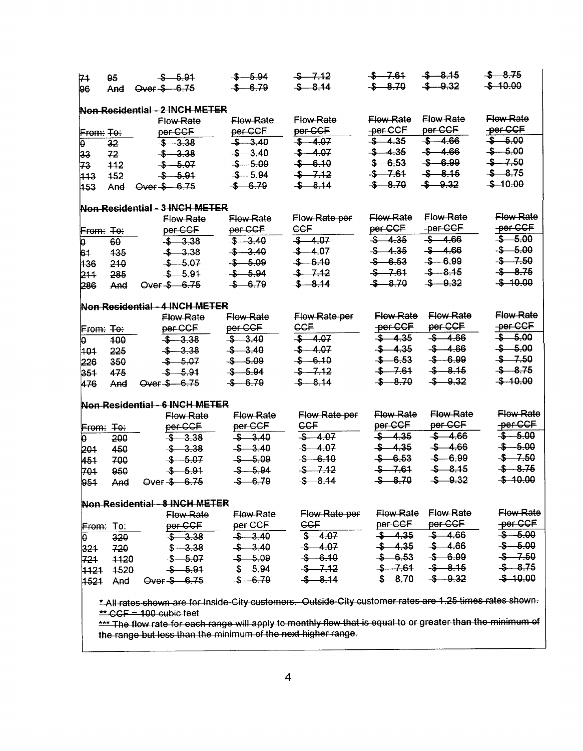| | | | | | | | |
|---|---|---|---|---|---|---|---|
| 71 | 95 | ~~$ 5.91~~ | ~~$ 5.94~~ | ~~$ 7.12~~ | ~~$ 7.61~~ | ~~$ 8.15~~ | ~~$ 8.75~~ |
| 96 | And | ~~Over $ 6.75~~ | ~~$ 6.79~~ | ~~$ 8.14~~ | ~~$ 8.70~~ | ~~$ 9.32~~ | ~~$ 10.00~~ |

**~~Non Residential - 2 INCH METER~~**

| ~~From:~~ | ~~To:~~ | ~~Flow Rate per CCF~~ | ~~Flow Rate per CCF~~ | ~~Flow Rate per CCF~~ | ~~Flow Rate per CCF~~ | ~~Flow Rate per CCF~~ | ~~Flow Rate per CCF~~ |
|---|---|---|---|---|---|---|---|
| 0 | ~~32~~ | ~~$ 3.38~~ | ~~$ 3.40~~ | ~~$ 4.07~~ | ~~$ 4.35~~ | ~~$ 4.66~~ | ~~$ 5.00~~ |
| 33 | ~~72~~ | ~~$ 3.38~~ | ~~$ 3.40~~ | ~~$ 4.07~~ | ~~$ 4.35~~ | ~~$ 4.66~~ | ~~$ 5.00~~ |
| 73 | ~~112~~ | ~~$ 5.07~~ | ~~$ 5.09~~ | ~~$ 6.10~~ | ~~$ 6.53~~ | ~~$ 6.99~~ | ~~$ 7.50~~ |
| ~~113~~ | ~~152~~ | ~~$ 5.91~~ | ~~$ 5.94~~ | ~~$ 7.12~~ | ~~$ 7.61~~ | ~~$ 8.15~~ | ~~$ 8.75~~ |
| ~~153~~ | ~~And~~ | ~~Over $ 6.75~~ | ~~$ 6.79~~ | ~~$ 8.14~~ | ~~$ 8.70~~ | ~~$ 9.32~~ | ~~$ 10.00~~ |

**~~Non Residential - 3 INCH METER~~**

| ~~From:~~ | ~~To:~~ | ~~Flow Rate per CCF~~ | ~~Flow Rate per CCF~~ | ~~Flow Rate per CCF~~ | ~~Flow Rate per CCF~~ | ~~Flow Rate per CCF~~ | ~~Flow Rate per CCF~~ |
|---|---|---|---|---|---|---|---|
| 0 | ~~60~~ | ~~$ 3.38~~ | ~~$ 3.40~~ | ~~$ 4.07~~ | ~~$ 4.35~~ | ~~$ 4.66~~ | ~~$ 5.00~~ |
| ~~61~~ | ~~135~~ | ~~$ 3.38~~ | ~~$ 3.40~~ | ~~$ 4.07~~ | ~~$ 4.35~~ | ~~$ 4.66~~ | ~~$ 5.00~~ |
| ~~136~~ | ~~210~~ | ~~$ 5.07~~ | ~~$ 5.09~~ | ~~$ 6.10~~ | ~~$ 6.53~~ | ~~$ 6.99~~ | ~~$ 7.50~~ |
| ~~211~~ | ~~285~~ | ~~$ 5.91~~ | ~~$ 5.94~~ | ~~$ 7.12~~ | ~~$ 7.61~~ | ~~$ 8.15~~ | ~~$ 8.75~~ |
| ~~286~~ | ~~And~~ | ~~Over $ 6.75~~ | ~~$ 6.79~~ | ~~$ 8.14~~ | ~~$ 8.70~~ | ~~$ 9.32~~ | ~~$ 10.00~~ |

**~~Non Residential - 4 INCH METER~~**

| ~~From:~~ | ~~To:~~ | ~~Flow Rate per CCF~~ | ~~Flow Rate per CCF~~ | ~~Flow Rate per CCF~~ | ~~Flow Rate per CCF~~ | ~~Flow Rate per CCF~~ | ~~Flow Rate per CCF~~ |
|---|---|---|---|---|---|---|---|
| 0 | ~~100~~ | ~~$ 3.38~~ | ~~$ 3.40~~ | ~~$ 4.07~~ | ~~$ 4.35~~ | ~~$ 4.66~~ | ~~$ 5.00~~ |
| ~~101~~ | ~~225~~ | ~~$ 3.38~~ | ~~$ 3.40~~ | ~~$ 4.07~~ | ~~$ 4.35~~ | ~~$ 4.66~~ | ~~$ 5.00~~ |
| ~~226~~ | ~~350~~ | ~~$ 5.07~~ | ~~$ 5.09~~ | ~~$ 6.10~~ | ~~$ 6.53~~ | ~~$ 6.99~~ | ~~$ 7.50~~ |
| ~~351~~ | ~~475~~ | ~~$ 5.91~~ | ~~$ 5.94~~ | ~~$ 7.12~~ | ~~$ 7.61~~ | ~~$ 8.15~~ | ~~$ 8.75~~ |
| ~~476~~ | ~~And~~ | ~~Over $ 6.75~~ | ~~$ 6.79~~ | ~~$ 8.14~~ | ~~$ 8.70~~ | ~~$ 9.32~~ | ~~$ 10.00~~ |

**~~Non Residential - 6 INCH METER~~**

| ~~From:~~ | ~~To:~~ | ~~Flow Rate per CCF~~ | ~~Flow Rate per CCF~~ | ~~Flow Rate per CCF~~ | ~~Flow Rate per CCF~~ | ~~Flow Rate per CCF~~ | ~~Flow Rate per CCF~~ |
|---|---|---|---|---|---|---|---|
| 0 | ~~200~~ | ~~$ 3.38~~ | ~~$ 3.40~~ | ~~$ 4.07~~ | ~~$ 4.35~~ | ~~$ 4.66~~ | ~~$ 5.00~~ |
| ~~201~~ | ~~450~~ | ~~$ 3.38~~ | ~~$ 3.40~~ | ~~$ 4.07~~ | ~~$ 4.35~~ | ~~$ 4.66~~ | ~~$ 5.00~~ |
| ~~451~~ | ~~700~~ | ~~$ 5.07~~ | ~~$ 5.09~~ | ~~$ 6.10~~ | ~~$ 6.53~~ | ~~$ 6.99~~ | ~~$ 7.50~~ |
| ~~701~~ | ~~950~~ | ~~$ 5.91~~ | ~~$ 5.94~~ | ~~$ 7.12~~ | ~~$ 7.61~~ | ~~$ 8.15~~ | ~~$ 8.75~~ |
| ~~951~~ | ~~And~~ | ~~Over $ 6.75~~ | ~~$ 6.79~~ | ~~$ 8.14~~ | ~~$ 8.70~~ | ~~$ 9.32~~ | ~~$ 10.00~~ |

**~~Non Residential - 8 INCH METER~~**

| ~~From:~~ | ~~To:~~ | ~~Flow Rate per CCF~~ | ~~Flow Rate per CCF~~ | ~~Flow Rate per CCF~~ | ~~Flow Rate per CCF~~ | ~~Flow Rate per CCF~~ | ~~Flow Rate per CCF~~ |
|---|---|---|---|---|---|---|---|
| 0 | ~~320~~ | ~~$ 3.38~~ | ~~$ 3.40~~ | ~~$ 4.07~~ | ~~$ 4.35~~ | ~~$ 4.66~~ | ~~$ 5.00~~ |
| ~~321~~ | ~~720~~ | ~~$ 3.38~~ | ~~$ 3.40~~ | ~~$ 4.07~~ | ~~$ 4.35~~ | ~~$ 4.66~~ | ~~$ 5.00~~ |
| ~~721~~ | ~~1120~~ | ~~$ 5.07~~ | ~~$ 5.09~~ | ~~$ 6.10~~ | ~~$ 6.53~~ | ~~$ 6.99~~ | ~~$ 7.50~~ |
| ~~1121~~ | ~~1520~~ | ~~$ 5.91~~ | ~~$ 5.94~~ | ~~$ 7.12~~ | ~~$ 7.61~~ | ~~$ 8.15~~ | ~~$ 8.75~~ |
| ~~1521~~ | ~~And~~ | ~~Over $ 6.75~~ | ~~$ 6.79~~ | ~~$ 8.14~~ | ~~$ 8.70~~ | ~~$ 9.32~~ | ~~$ 10.00~~ |

~~* All rates shown are for Inside-City customers. Outside-City customer rates are 1.25 times rates shown.~~

~~** CCF = 100 cubic feet~~

~~*** The flow rate for each range will apply to monthly flow that is equal to or greater than the minimum of the range but less than the minimum of the next higher range.~~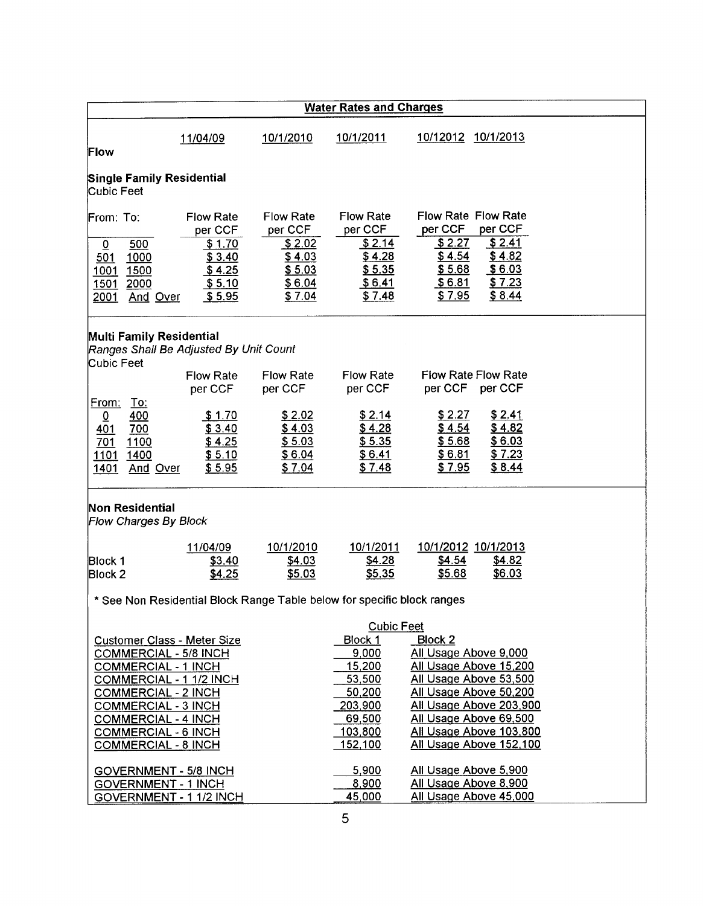## Water Rates and Charges

**Flow**

### Single Family Residential

Cubic Feet

| From: | To: | 11/04/09 Flow Rate per CCF | 10/1/2010 Flow Rate per CCF | 10/1/2011 Flow Rate per CCF | 10/12012 Flow Rate per CCF | 10/1/2013 Flow Rate per CCF |
|---|---|---|---|---|---|---|
| 0 | 500 | $ 1.70 | $ 2.02 | $ 2.14 | $ 2.27 | $ 2.41 |
| 501 | 1000 | $ 3.40 | $ 4.03 | $ 4.28 | $ 4.54 | $ 4.82 |
| 1001 | 1500 | $ 4.25 | $ 5.03 | $ 5.35 | $ 5.68 | $ 6.03 |
| 1501 | 2000 | $ 5.10 | $ 6.04 | $ 6.41 | $ 6.81 | $ 7.23 |
| 2001 | And Over | $ 5.95 | $ 7.04 | $ 7.48 | $ 7.95 | $ 8.44 |

### Multi Family Residential

*Ranges Shall Be Adjusted By Unit Count*

Cubic Feet

| From: | To: | Flow Rate per CCF | Flow Rate per CCF | Flow Rate per CCF | Flow Rate per CCF | Flow Rate per CCF |
|---|---|---|---|---|---|---|
| 0 | 400 | $ 1.70 | $ 2.02 | $ 2.14 | $ 2.27 | $ 2.41 |
| 401 | 700 | $ 3.40 | $ 4.03 | $ 4.28 | $ 4.54 | $ 4.82 |
| 701 | 1100 | $ 4.25 | $ 5.03 | $ 5.35 | $ 5.68 | $ 6.03 |
| 1101 | 1400 | $ 5.10 | $ 6.04 | $ 6.41 | $ 6.81 | $ 7.23 |
| 1401 | And Over | $ 5.95 | $ 7.04 | $ 7.48 | $ 7.95 | $ 8.44 |

### Non Residential

*Flow Charges By Block*

| | 11/04/09 | 10/1/2010 | 10/1/2011 | 10/1/2012 | 10/1/2013 |
|---|---|---|---|---|---|
| Block 1 | $3.40 | $4.03 | $4.28 | $4.54 | $4.82 |
| Block 2 | $4.25 | $5.03 | $5.35 | $5.68 | $6.03 |

* See Non Residential Block Range Table below for specific block ranges

| Customer Class - Meter Size | Cubic Feet Block 1 | Block 2 |
|---|---|---|
| COMMERCIAL - 5/8 INCH | 9,000 | All Usage Above 9,000 |
| COMMERCIAL - 1 INCH | 15,200 | All Usage Above 15,200 |
| COMMERCIAL - 1 1/2 INCH | 53,500 | All Usage Above 53,500 |
| COMMERCIAL - 2 INCH | 50,200 | All Usage Above 50,200 |
| COMMERCIAL - 3 INCH | 203,900 | All Usage Above 203,900 |
| COMMERCIAL - 4 INCH | 69,500 | All Usage Above 69,500 |
| COMMERCIAL - 6 INCH | 103,800 | All Usage Above 103,800 |
| COMMERCIAL - 8 INCH | 152,100 | All Usage Above 152,100 |
| GOVERNMENT - 5/8 INCH | 5,900 | All Usage Above 5,900 |
| GOVERNMENT - 1 INCH | 8,900 | All Usage Above 8,900 |
| GOVERNMENT - 1 1/2 INCH | 45,000 | All Usage Above 45,000 |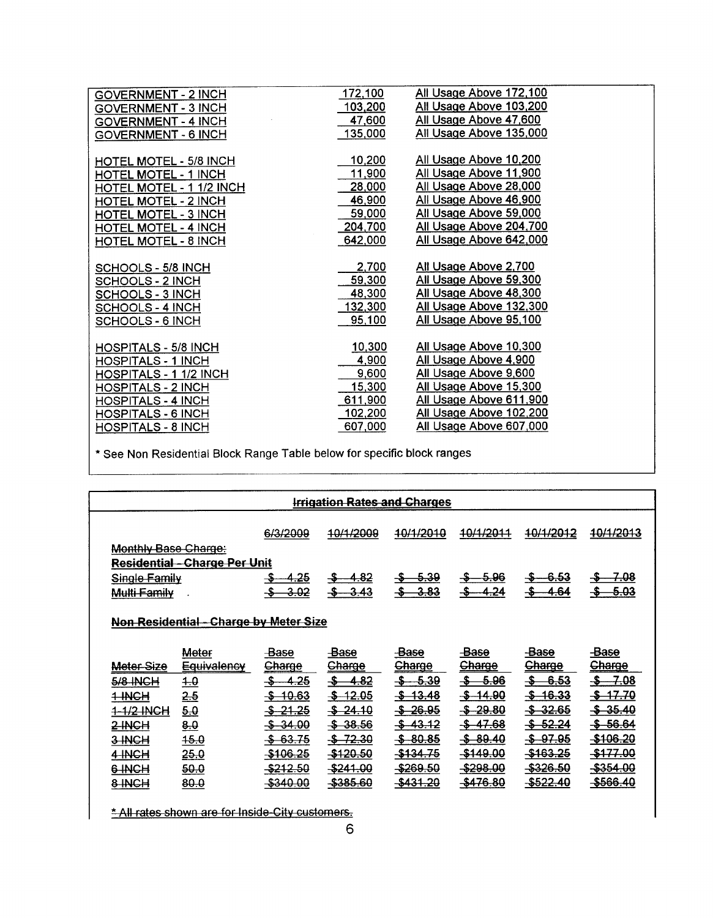| | | |
|---|---|---|
| GOVERNMENT - 2 INCH | 172,100 | All Usage Above 172,100 |
| GOVERNMENT - 3 INCH | 103,200 | All Usage Above 103,200 |
| GOVERNMENT - 4 INCH | 47,600 | All Usage Above 47,600 |
| GOVERNMENT - 6 INCH | 135,000 | All Usage Above 135,000 |
| | | |
| HOTEL MOTEL - 5/8 INCH | 10,200 | All Usage Above 10,200 |
| HOTEL MOTEL - 1 INCH | 11,900 | All Usage Above 11,900 |
| HOTEL MOTEL - 1 1/2 INCH | 28,000 | All Usage Above 28,000 |
| HOTEL MOTEL - 2 INCH | 46,900 | All Usage Above 46,900 |
| HOTEL MOTEL - 3 INCH | 59,000 | All Usage Above 59,000 |
| HOTEL MOTEL - 4 INCH | 204,700 | All Usage Above 204,700 |
| HOTEL MOTEL - 8 INCH | 642,000 | All Usage Above 642,000 |
| | | |
| SCHOOLS - 5/8 INCH | 2,700 | All Usage Above 2,700 |
| SCHOOLS - 2 INCH | 59,300 | All Usage Above 59,300 |
| SCHOOLS - 3 INCH | 48,300 | All Usage Above 48,300 |
| SCHOOLS - 4 INCH | 132,300 | All Usage Above 132,300 |
| SCHOOLS - 6 INCH | 95,100 | All Usage Above 95,100 |
| | | |
| HOSPITALS - 5/8 INCH | 10,300 | All Usage Above 10,300 |
| HOSPITALS - 1 INCH | 4,900 | All Usage Above 4,900 |
| HOSPITALS - 1 1/2 INCH | 9,600 | All Usage Above 9,600 |
| HOSPITALS - 2 INCH | 15,300 | All Usage Above 15,300 |
| HOSPITALS - 4 INCH | 611,900 | All Usage Above 611,900 |
| HOSPITALS - 6 INCH | 102,200 | All Usage Above 102,200 |
| HOSPITALS - 8 INCH | 607,000 | All Usage Above 607,000 |

* See Non Residential Block Range Table below for specific block ranges

## ~~Irrigation Rates and Charges~~

| | | 6/3/2009 | 10/1/2009 | 10/1/2010 | 10/1/2011 | 10/1/2012 | 10/1/2013 |
|---|---|---|---|---|---|---|---|
| ~~Monthly Base Charge:~~ | | | | | | | |
| **~~Residential - Charge Per Unit~~** | | | | | | | |
| ~~Single Family~~ | | ~~$ 4.25~~ | ~~$ 4.82~~ | ~~$ 5.39~~ | ~~$ 5.96~~ | ~~$ 6.53~~ | ~~$ 7.08~~ |
| ~~Multi Family~~ | | ~~$ 3.02~~ | ~~$ 3.43~~ | ~~$ 3.83~~ | ~~$ 4.24~~ | ~~$ 4.64~~ | ~~$ 5.03~~ |

**~~Non Residential - Charge by Meter Size~~**

| ~~Meter Size~~ | ~~Meter Equivalency~~ | ~~Base Charge~~ | ~~Base Charge~~ | ~~Base Charge~~ | ~~Base Charge~~ | ~~Base Charge~~ | ~~Base Charge~~ |
|---|---|---|---|---|---|---|---|
| ~~5/8 INCH~~ | ~~1.0~~ | ~~$ 4.25~~ | ~~$ 4.82~~ | ~~$ 5.39~~ | ~~$ 5.96~~ | ~~$ 6.53~~ | ~~$ 7.08~~ |
| ~~1 INCH~~ | ~~2.5~~ | ~~$ 10.63~~ | ~~$ 12.05~~ | ~~$ 13.48~~ | ~~$ 14.90~~ | ~~$ 16.33~~ | ~~$ 17.70~~ |
| ~~1-1/2 INCH~~ | ~~5.0~~ | ~~$ 21.25~~ | ~~$ 24.10~~ | ~~$ 26.95~~ | ~~$ 29.80~~ | ~~$ 32.65~~ | ~~$ 35.40~~ |
| ~~2 INCH~~ | ~~8.0~~ | ~~$ 34.00~~ | ~~$ 38.56~~ | ~~$ 43.12~~ | ~~$ 47.68~~ | ~~$ 52.24~~ | ~~$ 56.64~~ |
| ~~3 INCH~~ | ~~15.0~~ | ~~$ 63.75~~ | ~~$ 72.30~~ | ~~$ 80.85~~ | ~~$ 89.40~~ | ~~$ 97.95~~ | ~~$106.20~~ |
| ~~4 INCH~~ | ~~25.0~~ | ~~$106.25~~ | ~~$120.50~~ | ~~$134.75~~ | ~~$149.00~~ | ~~$163.25~~ | ~~$177.00~~ |
| ~~6 INCH~~ | ~~50.0~~ | ~~$212.50~~ | ~~$241.00~~ | ~~$269.50~~ | ~~$298.00~~ | ~~$326.50~~ | ~~$354.00~~ |
| ~~8 INCH~~ | ~~80.0~~ | ~~$340.00~~ | ~~$385.60~~ | ~~$431.20~~ | ~~$476.80~~ | ~~$522.40~~ | ~~$566.40~~ |

~~* All rates shown are for Inside-City customers.~~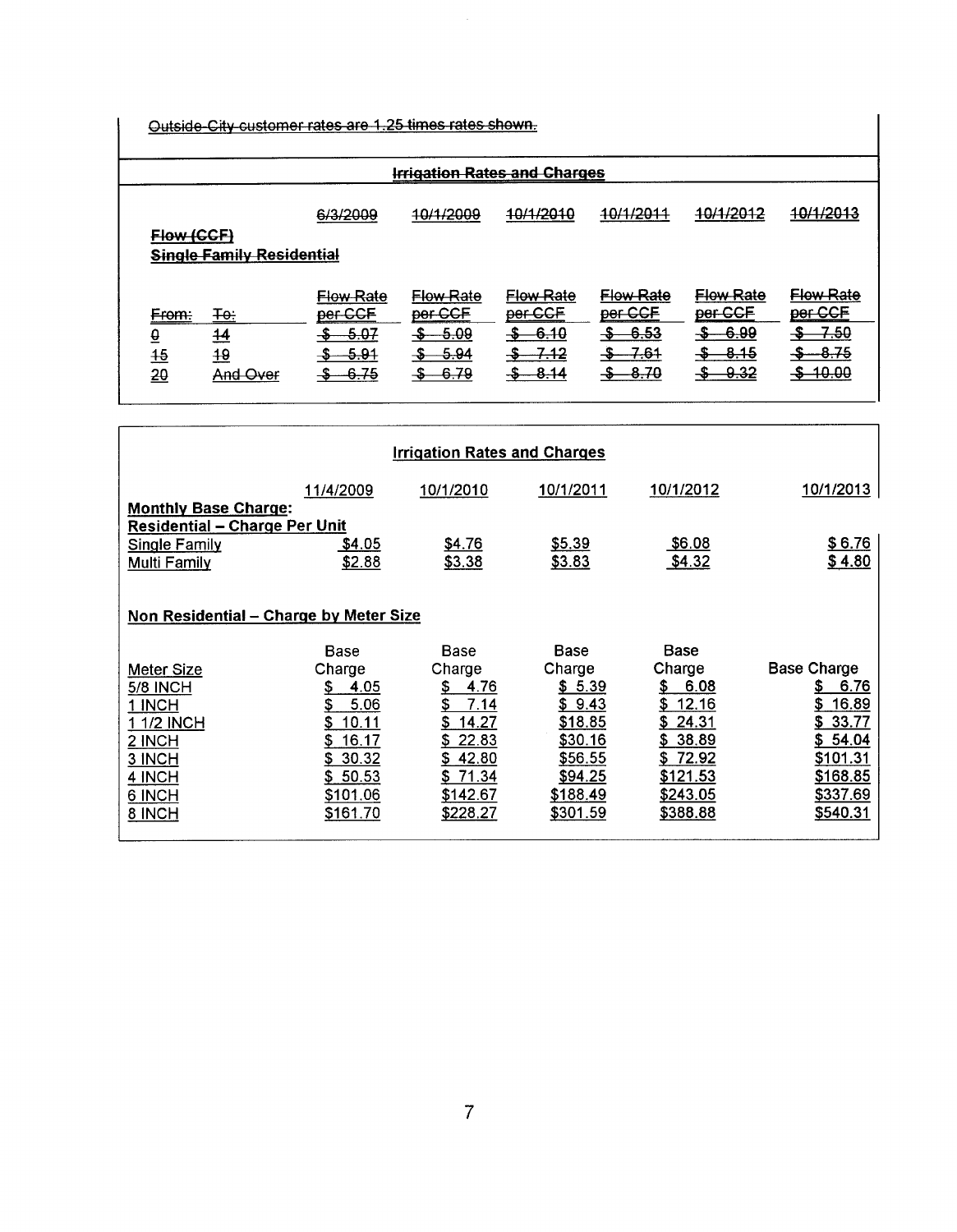~~Outside-City customer rates are 1.25 times rates shown.~~

### ~~Irrigation Rates and Charges~~

~~Flow (CCF)~~

~~Single Family Residential~~

| ~~From:~~ | ~~To:~~ | ~~6/3/2009~~ ~~Flow Rate per CCF~~ | ~~10/1/2009~~ ~~Flow Rate per CCF~~ | ~~10/1/2010~~ ~~Flow Rate per CCF~~ | ~~10/1/2011~~ ~~Flow Rate per CCF~~ | ~~10/1/2012~~ ~~Flow Rate per CCF~~ | ~~10/1/2013~~ ~~Flow Rate per CCF~~ |
|---|---|---|---|---|---|---|---|
| ~~0~~ | ~~14~~ | ~~$ 5.07~~ | ~~$ 5.09~~ | ~~$ 6.10~~ | ~~$ 6.53~~ | ~~$ 6.99~~ | ~~$ 7.50~~ |
| ~~15~~ | ~~19~~ | ~~$ 5.91~~ | ~~$ 5.94~~ | ~~$ 7.12~~ | ~~$ 7.61~~ | ~~$ 8.15~~ | ~~$ 8.75~~ |
| ~~20~~ | ~~And Over~~ | ~~$ 6.75~~ | ~~$ 6.79~~ | ~~$ 8.14~~ | ~~$ 8.70~~ | ~~$ 9.32~~ | ~~$ 10.00~~ |

### Irrigation Rates and Charges

**Monthly Base Charge:**

**Residential – Charge Per Unit**

| | 11/4/2009 | 10/1/2010 | 10/1/2011 | 10/1/2012 | 10/1/2013 |
|---|---|---|---|---|---|
| Single Family | $4.05 | $4.76 | $5.39 | $6.08 | $ 6.76 |
| Multi Family | $2.88 | $3.38 | $3.83 | $4.32 | $ 4.80 |

**Non Residential – Charge by Meter Size**

| Meter Size | Base Charge | Base Charge | Base Charge | Base Charge | Base Charge |
|---|---|---|---|---|---|
| 5/8 INCH | $ 4.05 | $ 4.76 | $ 5.39 | $ 6.08 | $ 6.76 |
| 1 INCH | $ 5.06 | $ 7.14 | $ 9.43 | $ 12.16 | $ 16.89 |
| 1 1/2 INCH | $ 10.11 | $ 14.27 | $18.85 | $ 24.31 | $ 33.77 |
| 2 INCH | $ 16.17 | $ 22.83 | $30.16 | $ 38.89 | $ 54.04 |
| 3 INCH | $ 30.32 | $ 42.80 | $56.55 | $ 72.92 | $101.31 |
| 4 INCH | $ 50.53 | $ 71.34 | $94.25 | $121.53 | $168.85 |
| 6 INCH | $101.06 | $142.67 | $188.49 | $243.05 | $337.69 |
| 8 INCH | $161.70 | $228.27 | $301.59 | $388.88 | $540.31 |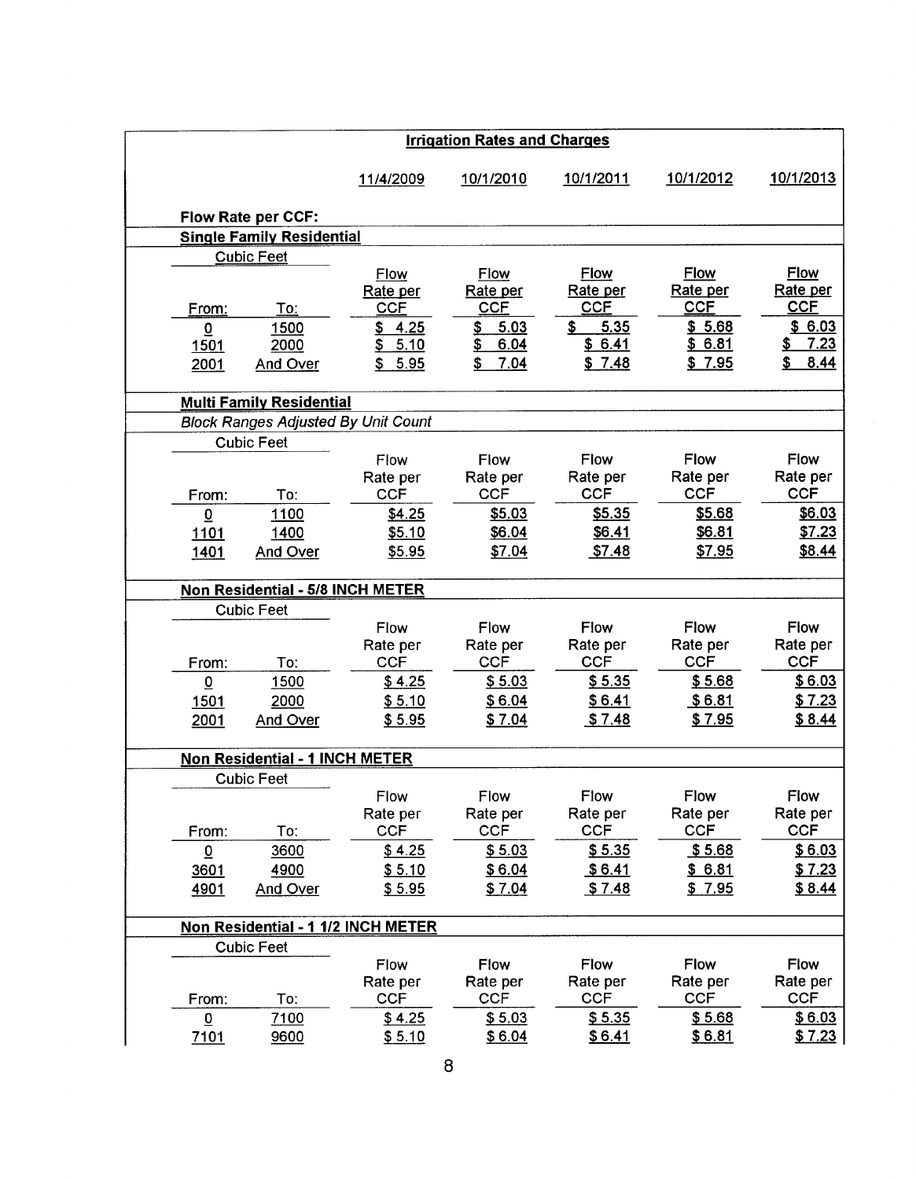## Irrigation Rates and Charges

**Flow Rate per CCF:**

**Single Family Residential**

| Cubic Feet From: | Cubic Feet To: | 11/4/2009 Flow Rate per CCF | 10/1/2010 Flow Rate per CCF | 10/1/2011 Flow Rate per CCF | 10/1/2012 Flow Rate per CCF | 10/1/2013 Flow Rate per CCF |
|---|---|---|---|---|---|---|
| 0 | 1500 | $ 4.25 | $ 5.03 | $ 5.35 | $ 5.68 | $ 6.03 |
| 1501 | 2000 | $ 5.10 | $ 6.04 | $ 6.41 | $ 6.81 | $ 7.23 |
| 2001 | And Over | $ 5.95 | $ 7.04 | $ 7.48 | $ 7.95 | $ 8.44 |

**Multi Family Residential**

*Block Ranges Adjusted By Unit Count*

| Cubic Feet From: | Cubic Feet To: | 11/4/2009 Flow Rate per CCF | 10/1/2010 Flow Rate per CCF | 10/1/2011 Flow Rate per CCF | 10/1/2012 Flow Rate per CCF | 10/1/2013 Flow Rate per CCF |
|---|---|---|---|---|---|---|
| 0 | 1100 | $4.25 | $5.03 | $5.35 | $5.68 | $6.03 |
| 1101 | 1400 | $5.10 | $6.04 | $6.41 | $6.81 | $7.23 |
| 1401 | And Over | $5.95 | $7.04 | $7.48 | $7.95 | $8.44 |

**Non Residential - 5/8 INCH METER**

| Cubic Feet From: | Cubic Feet To: | 11/4/2009 Flow Rate per CCF | 10/1/2010 Flow Rate per CCF | 10/1/2011 Flow Rate per CCF | 10/1/2012 Flow Rate per CCF | 10/1/2013 Flow Rate per CCF |
|---|---|---|---|---|---|---|
| 0 | 1500 | $ 4.25 | $ 5.03 | $ 5.35 | $ 5.68 | $ 6.03 |
| 1501 | 2000 | $ 5.10 | $ 6.04 | $ 6.41 | $ 6.81 | $ 7.23 |
| 2001 | And Over | $ 5.95 | $ 7.04 | $ 7.48 | $ 7.95 | $ 8.44 |

**Non Residential - 1 INCH METER**

| Cubic Feet From: | Cubic Feet To: | 11/4/2009 Flow Rate per CCF | 10/1/2010 Flow Rate per CCF | 10/1/2011 Flow Rate per CCF | 10/1/2012 Flow Rate per CCF | 10/1/2013 Flow Rate per CCF |
|---|---|---|---|---|---|---|
| 0 | 3600 | $ 4.25 | $ 5.03 | $ 5.35 | $ 5.68 | $ 6.03 |
| 3601 | 4900 | $ 5.10 | $ 6.04 | $ 6.41 | $ 6.81 | $ 7.23 |
| 4901 | And Over | $ 5.95 | $ 7.04 | $ 7.48 | $ 7.95 | $ 8.44 |

**Non Residential - 1 1/2 INCH METER**

| Cubic Feet From: | Cubic Feet To: | 11/4/2009 Flow Rate per CCF | 10/1/2010 Flow Rate per CCF | 10/1/2011 Flow Rate per CCF | 10/1/2012 Flow Rate per CCF | 10/1/2013 Flow Rate per CCF |
|---|---|---|---|---|---|---|
| 0 | 7100 | $ 4.25 | $ 5.03 | $ 5.35 | $ 5.68 | $ 6.03 |
| 7101 | 9600 | $ 5.10 | $ 6.04 | $ 6.41 | $ 6.81 | $ 7.23 |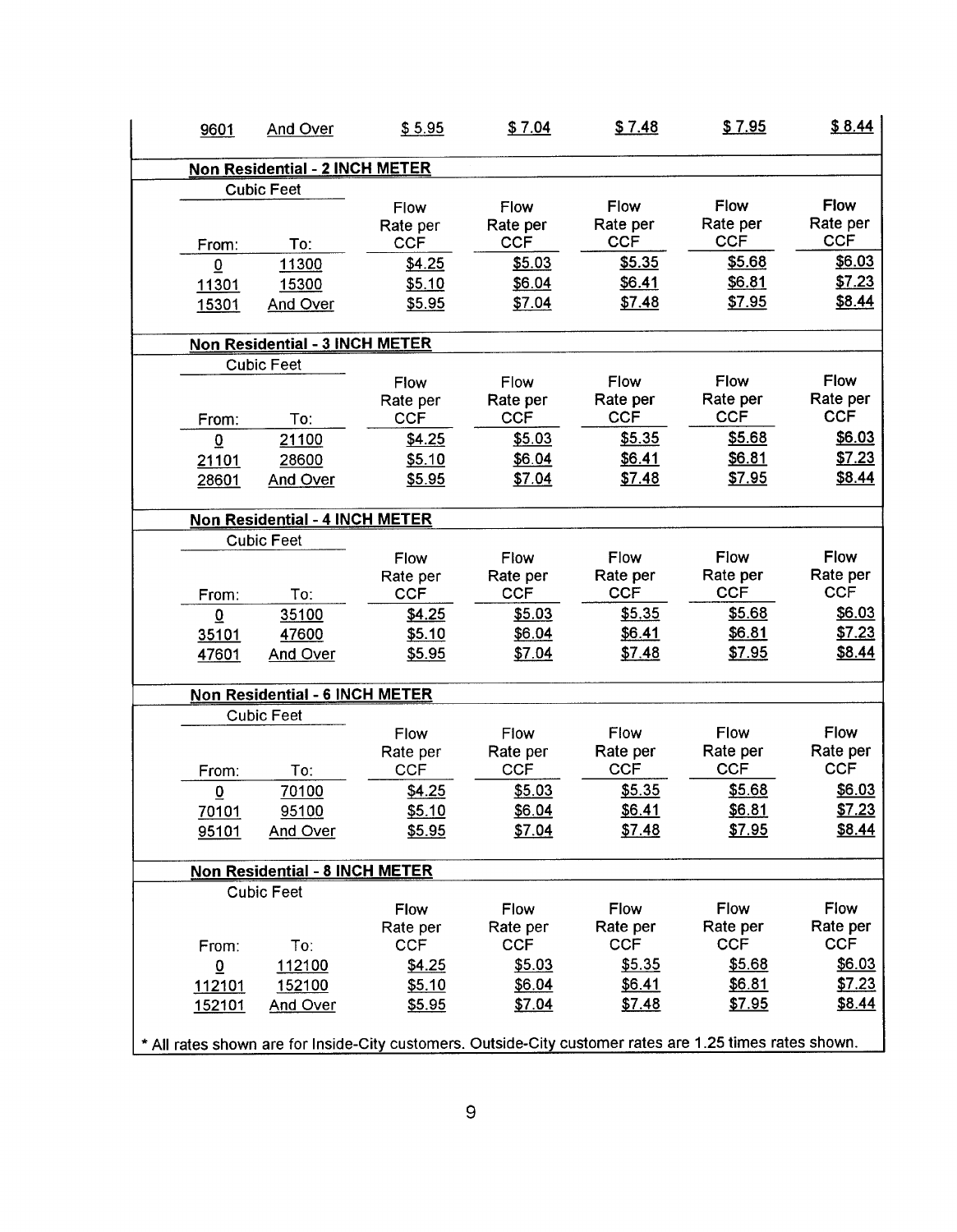| | | | | | | |
|---|---|---|---|---|---|---|
| 9601 | And Over | $ 5.95 | $ 7.04 | $ 7.48 | $ 7.95 | $ 8.44 |

**Non Residential - 2 INCH METER**

| Cubic Feet | | | | | | |
|---|---|---|---|---|---|---|
| From: | To: | Flow Rate per CCF | Flow Rate per CCF | Flow Rate per CCF | Flow Rate per CCF | Flow Rate per CCF |
| 0 | 11300 | $4.25 | $5.03 | $5.35 | $5.68 | $6.03 |
| 11301 | 15300 | $5.10 | $6.04 | $6.41 | $6.81 | $7.23 |
| 15301 | And Over | $5.95 | $7.04 | $7.48 | $7.95 | $8.44 |

**Non Residential - 3 INCH METER**

| Cubic Feet | | | | | | |
|---|---|---|---|---|---|---|
| From: | To: | Flow Rate per CCF | Flow Rate per CCF | Flow Rate per CCF | Flow Rate per CCF | Flow Rate per CCF |
| 0 | 21100 | $4.25 | $5.03 | $5.35 | $5.68 | $6.03 |
| 21101 | 28600 | $5.10 | $6.04 | $6.41 | $6.81 | $7.23 |
| 28601 | And Over | $5.95 | $7.04 | $7.48 | $7.95 | $8.44 |

**Non Residential - 4 INCH METER**

| Cubic Feet | | | | | | |
|---|---|---|---|---|---|---|
| From: | To: | Flow Rate per CCF | Flow Rate per CCF | Flow Rate per CCF | Flow Rate per CCF | Flow Rate per CCF |
| 0 | 35100 | $4.25 | $5.03 | $5.35 | $5.68 | $6.03 |
| 35101 | 47600 | $5.10 | $6.04 | $6.41 | $6.81 | $7.23 |
| 47601 | And Over | $5.95 | $7.04 | $7.48 | $7.95 | $8.44 |

**Non Residential - 6 INCH METER**

| Cubic Feet | | | | | | |
|---|---|---|---|---|---|---|
| From: | To: | Flow Rate per CCF | Flow Rate per CCF | Flow Rate per CCF | Flow Rate per CCF | Flow Rate per CCF |
| 0 | 70100 | $4.25 | $5.03 | $5.35 | $5.68 | $6.03 |
| 70101 | 95100 | $5.10 | $6.04 | $6.41 | $6.81 | $7.23 |
| 95101 | And Over | $5.95 | $7.04 | $7.48 | $7.95 | $8.44 |

**Non Residential - 8 INCH METER**

| Cubic Feet | | | | | | |
|---|---|---|---|---|---|---|
| From: | To: | Flow Rate per CCF | Flow Rate per CCF | Flow Rate per CCF | Flow Rate per CCF | Flow Rate per CCF |
| 0 | 112100 | $4.25 | $5.03 | $5.35 | $5.68 | $6.03 |
| 112101 | 152100 | $5.10 | $6.04 | $6.41 | $6.81 | $7.23 |
| 152101 | And Over | $5.95 | $7.04 | $7.48 | $7.95 | $8.44 |

* All rates shown are for Inside-City customers. Outside-City customer rates are 1.25 times rates shown.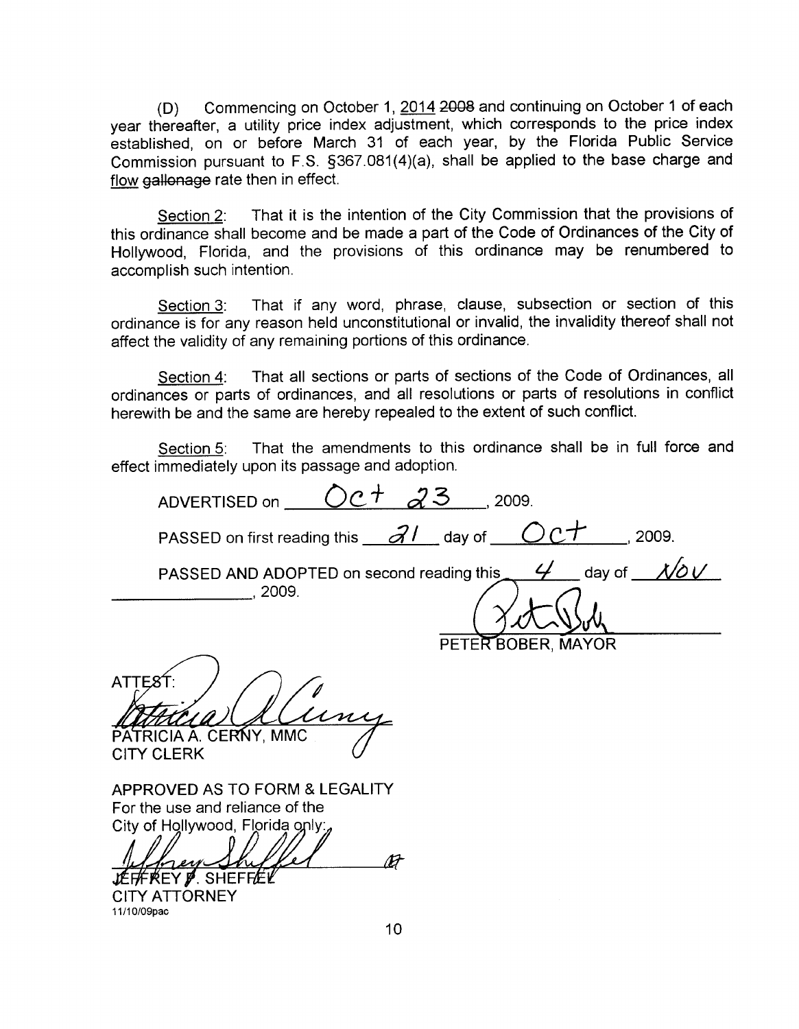(D) Commencing on October 1, <u>2014</u> ~~2008~~ and continuing on October 1 of each year thereafter, a utility price index adjustment, which corresponds to the price index established, on or before March 31 of each year, by the Florida Public Service Commission pursuant to F.S. §367.081(4)(a), shall be applied to the base charge and <u>flow</u> ~~gallonage~~ rate then in effect.

<u>Section 2</u>: That it is the intention of the City Commission that the provisions of this ordinance shall become and be made a part of the Code of Ordinances of the City of Hollywood, Florida, and the provisions of this ordinance may be renumbered to accomplish such intention.

<u>Section 3</u>: That if any word, phrase, clause, subsection or section of this ordinance is for any reason held unconstitutional or invalid, the invalidity thereof shall not affect the validity of any remaining portions of this ordinance.

<u>Section 4</u>: That all sections or parts of sections of the Code of Ordinances, all ordinances or parts of ordinances, and all resolutions or parts of resolutions in conflict herewith be and the same are hereby repealed to the extent of such conflict.

<u>Section 5</u>: That the amendments to this ordinance shall be in full force and effect immediately upon its passage and adoption.

ADVERTISED on Oct 23, 2009.

PASSED on first reading this 21 day of Oct, 2009.

PASSED AND ADOPTED on second reading this 4 day of Nov, 2009.

PETER BOBER, MAYOR

ATTEST:

PATRICIA A. CERNY, MMC
CITY CLERK

APPROVED AS TO FORM & LEGALITY
For the use and reliance of the
City of Hollywood, Florida only:

JEFFREY P. SHEFFEL
CITY ATTORNEY
11/10/09pac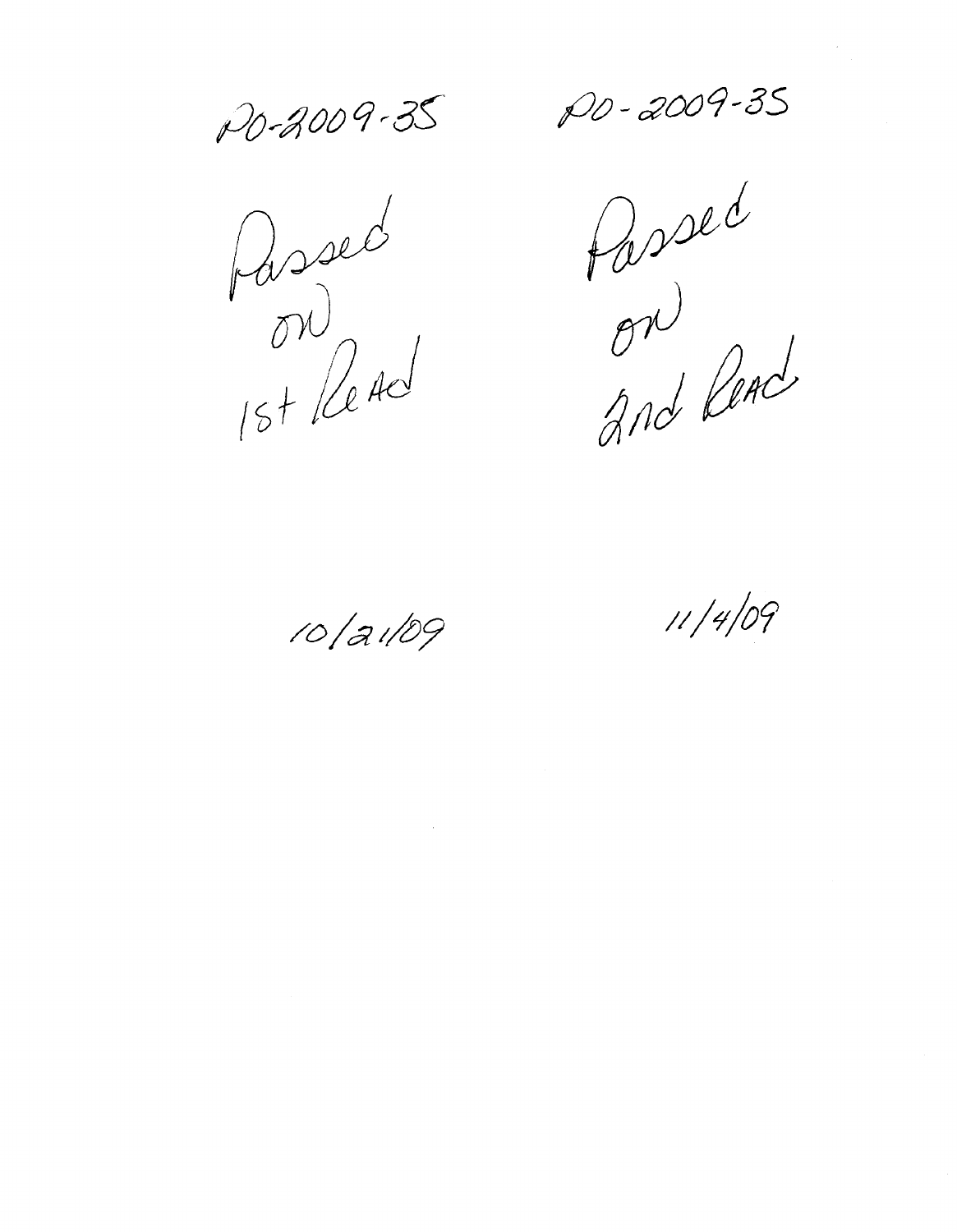| PO-2009-35 | PO-2009-35 |
|---|---|
| Passed on 1st Read | Passed on 2nd Read |
| 10/21/09 | 11/4/09 |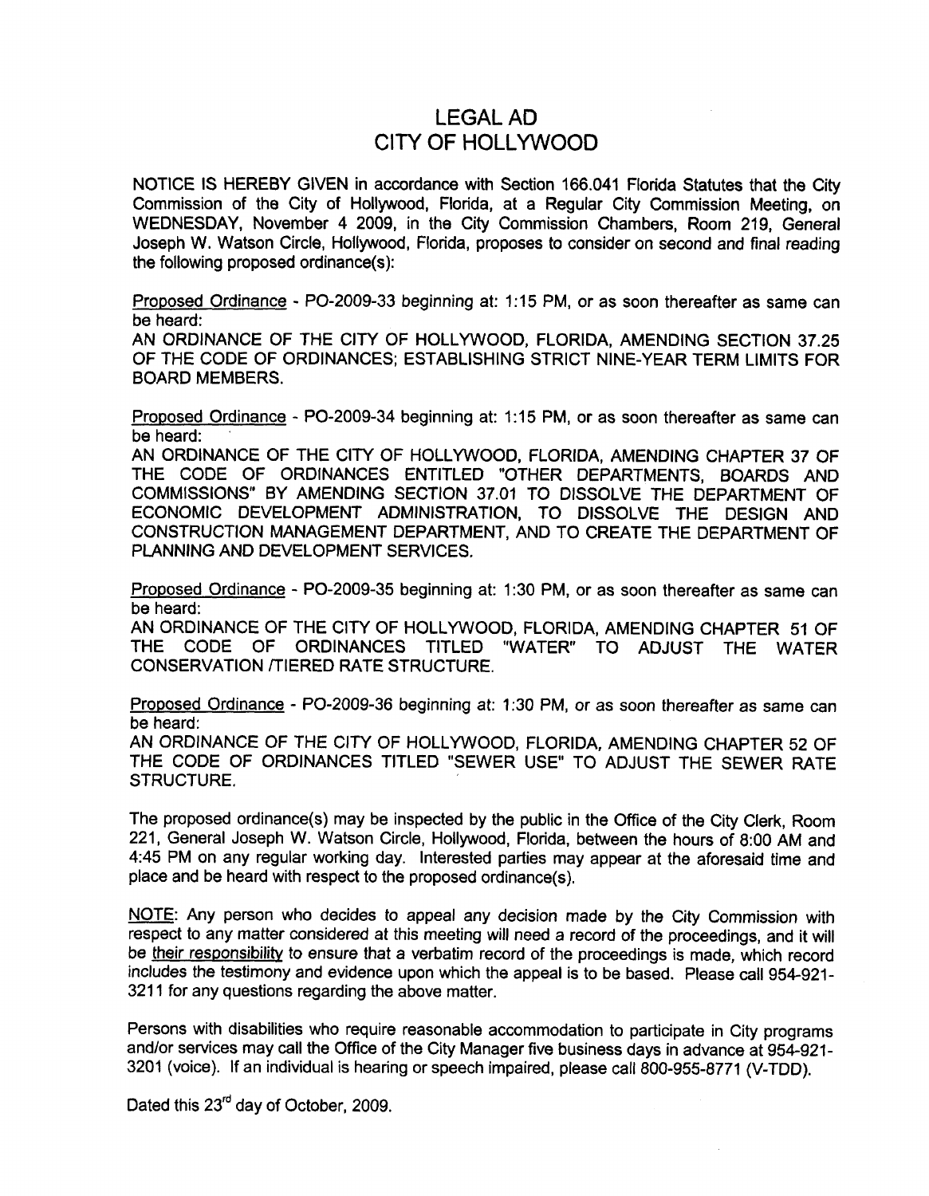# LEGAL AD
# CITY OF HOLLYWOOD

NOTICE IS HEREBY GIVEN in accordance with Section 166.041 Florida Statutes that the City Commission of the City of Hollywood, Florida, at a Regular City Commission Meeting, on WEDNESDAY, November 4 2009, in the City Commission Chambers, Room 219, General Joseph W. Watson Circle, Hollywood, Florida, proposes to consider on second and final reading the following proposed ordinance(s):

Proposed Ordinance - PO-2009-33 beginning at: 1:15 PM, or as soon thereafter as same can be heard:
AN ORDINANCE OF THE CITY OF HOLLYWOOD, FLORIDA, AMENDING SECTION 37.25 OF THE CODE OF ORDINANCES; ESTABLISHING STRICT NINE-YEAR TERM LIMITS FOR BOARD MEMBERS.

Proposed Ordinance - PO-2009-34 beginning at: 1:15 PM, or as soon thereafter as same can be heard:
AN ORDINANCE OF THE CITY OF HOLLYWOOD, FLORIDA, AMENDING CHAPTER 37 OF THE CODE OF ORDINANCES ENTITLED "OTHER DEPARTMENTS, BOARDS AND COMMISSIONS" BY AMENDING SECTION 37.01 TO DISSOLVE THE DEPARTMENT OF ECONOMIC DEVELOPMENT ADMINISTRATION, TO DISSOLVE THE DESIGN AND CONSTRUCTION MANAGEMENT DEPARTMENT, AND TO CREATE THE DEPARTMENT OF PLANNING AND DEVELOPMENT SERVICES.

Proposed Ordinance - PO-2009-35 beginning at: 1:30 PM, or as soon thereafter as same can be heard:
AN ORDINANCE OF THE CITY OF HOLLYWOOD, FLORIDA, AMENDING CHAPTER 51 OF THE CODE OF ORDINANCES TITLED "WATER" TO ADJUST THE WATER CONSERVATION /TIERED RATE STRUCTURE.

Proposed Ordinance - PO-2009-36 beginning at: 1:30 PM, or as soon thereafter as same can be heard:
AN ORDINANCE OF THE CITY OF HOLLYWOOD, FLORIDA, AMENDING CHAPTER 52 OF THE CODE OF ORDINANCES TITLED "SEWER USE" TO ADJUST THE SEWER RATE STRUCTURE.

The proposed ordinance(s) may be inspected by the public in the Office of the City Clerk, Room 221, General Joseph W. Watson Circle, Hollywood, Florida, between the hours of 8:00 AM and 4:45 PM on any regular working day. Interested parties may appear at the aforesaid time and place and be heard with respect to the proposed ordinance(s).

NOTE: Any person who decides to appeal any decision made by the City Commission with respect to any matter considered at this meeting will need a record of the proceedings, and it will be their responsibility to ensure that a verbatim record of the proceedings is made, which record includes the testimony and evidence upon which the appeal is to be based. Please call 954-921-3211 for any questions regarding the above matter.

Persons with disabilities who require reasonable accommodation to participate in City programs and/or services may call the Office of the City Manager five business days in advance at 954-921-3201 (voice). If an individual is hearing or speech impaired, please call 800-955-8771 (V-TDD).

Dated this 23rd day of October, 2009.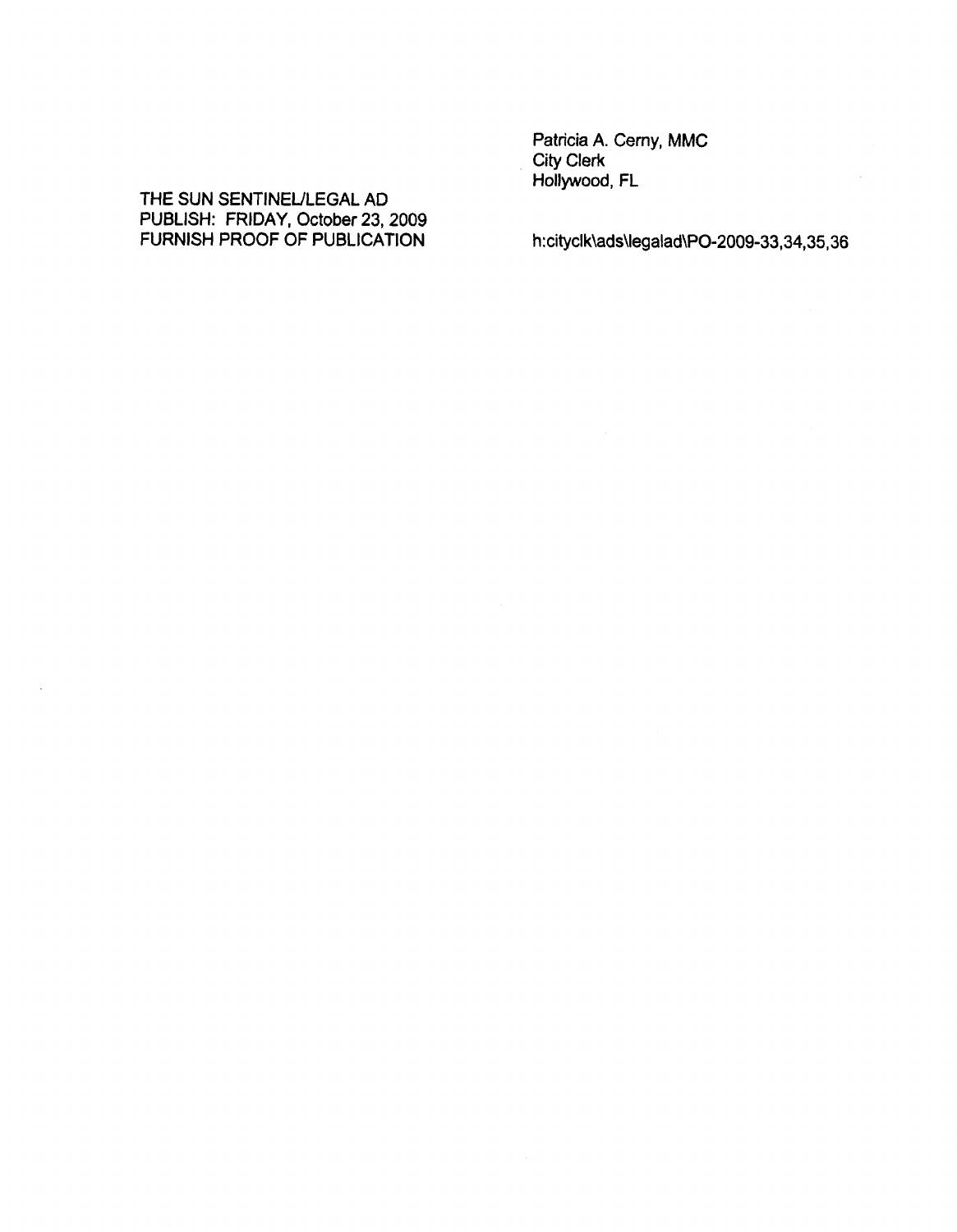Patricia A. Cerny, MMC
City Clerk
Hollywood, FL

THE SUN SENTINEL/LEGAL AD
PUBLISH: FRIDAY, October 23, 2009
FURNISH PROOF OF PUBLICATION

h:cityclk\ads\legalad\PO-2009-33,34,35,36